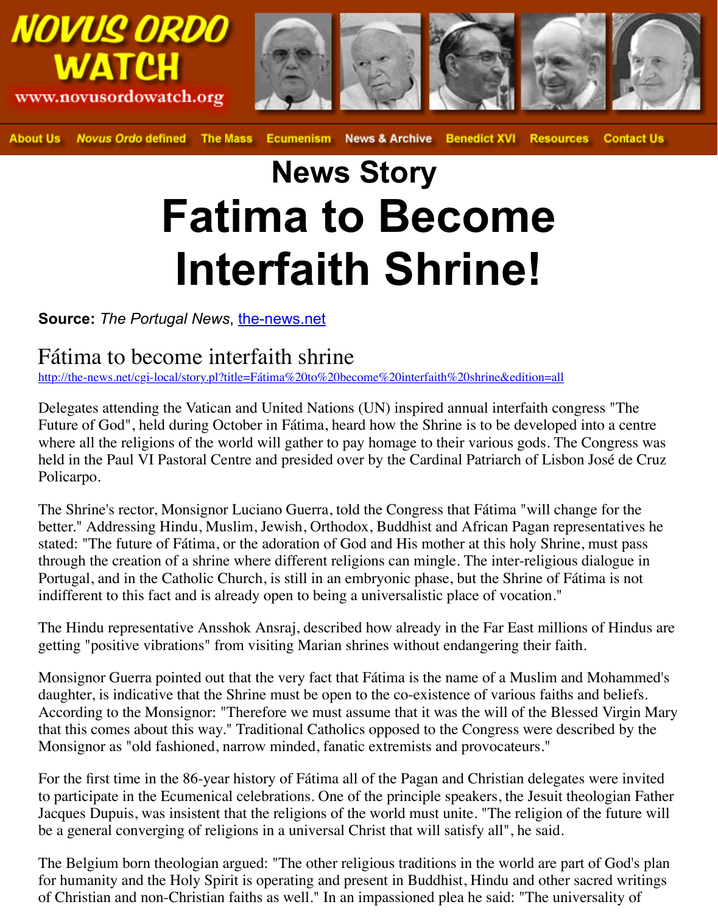# NOVUS ORDO WATCH

www.novusordowatch.org

About Us | *Novus Ordo* defined | The Mass | Ecumenism | News & Archive | Benedict XVI | Resources | Contact Us

## News Story

# Fatima to Become Interfaith Shrine!

**Source:** *The Portugal News*, the-news.net

## Fátima to become interfaith shrine

http://the-news.net/cgi-local/story.pl?title=Fátima%20to%20become%20interfaith%20shrine&edition=all

Delegates attending the Vatican and United Nations (UN) inspired annual interfaith congress "The Future of God", held during October in Fátima, heard how the Shrine is to be developed into a centre where all the religions of the world will gather to pay homage to their various gods. The Congress was held in the Paul VI Pastoral Centre and presided over by the Cardinal Patriarch of Lisbon José de Cruz Policarpo.

The Shrine's rector, Monsignor Luciano Guerra, told the Congress that Fátima "will change for the better." Addressing Hindu, Muslim, Jewish, Orthodox, Buddhist and African Pagan representatives he stated: "The future of Fátima, or the adoration of God and His mother at this holy Shrine, must pass through the creation of a shrine where different religions can mingle. The inter-religious dialogue in Portugal, and in the Catholic Church, is still in an embryonic phase, but the Shrine of Fátima is not indifferent to this fact and is already open to being a universalistic place of vocation."

The Hindu representative Ansshok Ansraj, described how already in the Far East millions of Hindus are getting "positive vibrations" from visiting Marian shrines without endangering their faith.

Monsignor Guerra pointed out that the very fact that Fátima is the name of a Muslim and Mohammed's daughter, is indicative that the Shrine must be open to the co-existence of various faiths and beliefs. According to the Monsignor: "Therefore we must assume that it was the will of the Blessed Virgin Mary that this comes about this way." Traditional Catholics opposed to the Congress were described by the Monsignor as "old fashioned, narrow minded, fanatic extremists and provocateurs."

For the first time in the 86-year history of Fátima all of the Pagan and Christian delegates were invited to participate in the Ecumenical celebrations. One of the principle speakers, the Jesuit theologian Father Jacques Dupuis, was insistent that the religions of the world must unite. "The religion of the future will be a general converging of religions in a universal Christ that will satisfy all", he said.

The Belgium born theologian argued: "The other religious traditions in the world are part of God's plan for humanity and the Holy Spirit is operating and present in Buddhist, Hindu and other sacred writings of Christian and non-Christian faiths as well." In an impassioned plea he said: "The universality of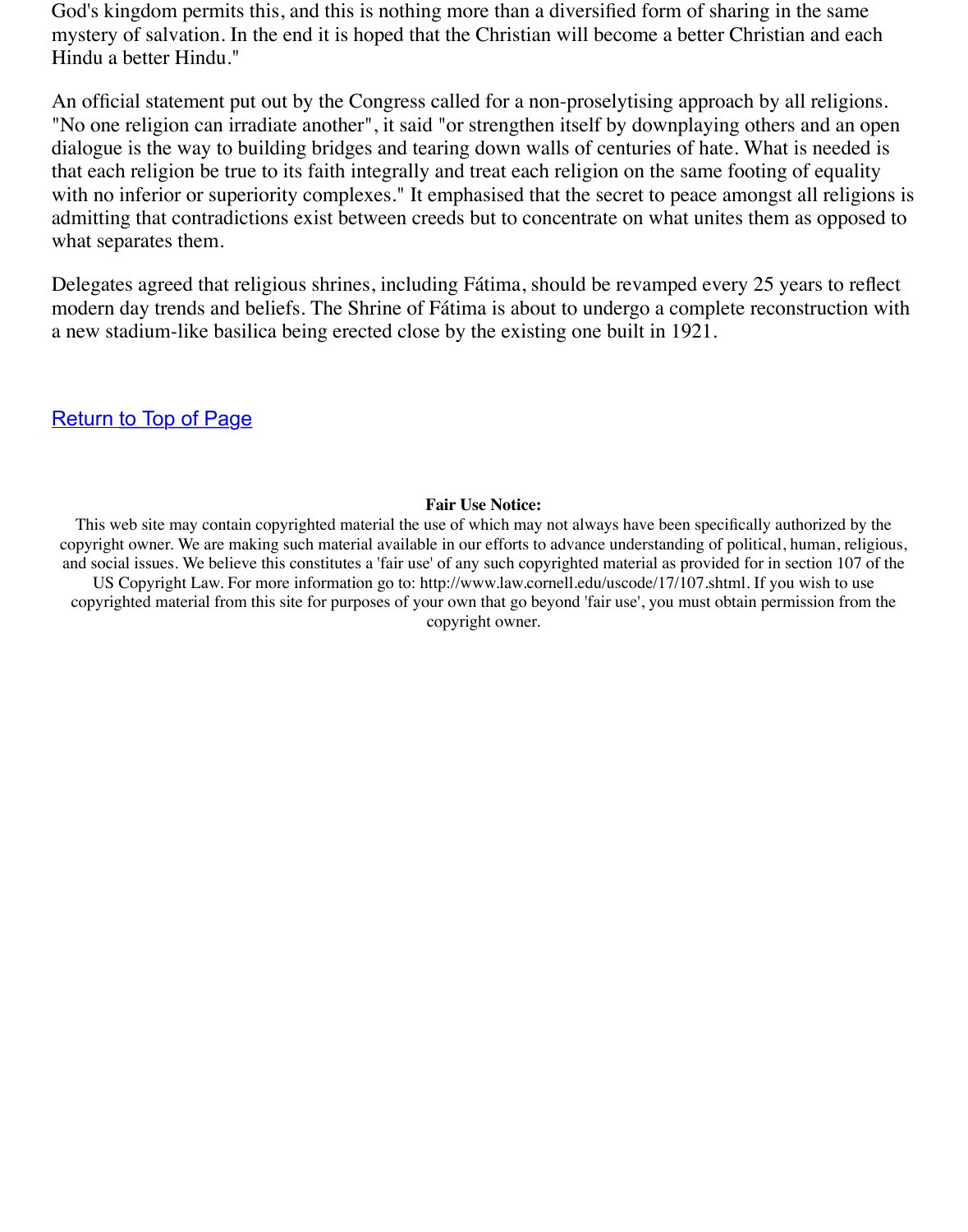God's kingdom permits this, and this is nothing more than a diversified form of sharing in the same mystery of salvation. In the end it is hoped that the Christian will become a better Christian and each Hindu a better Hindu."

An official statement put out by the Congress called for a non-proselytising approach by all religions. "No one religion can irradiate another", it said "or strengthen itself by downplaying others and an open dialogue is the way to building bridges and tearing down walls of centuries of hate. What is needed is that each religion be true to its faith integrally and treat each religion on the same footing of equality with no inferior or superiority complexes." It emphasised that the secret to peace amongst all religions is admitting that contradictions exist between creeds but to concentrate on what unites them as opposed to what separates them.

Delegates agreed that religious shrines, including Fátima, should be revamped every 25 years to reflect modern day trends and beliefs. The Shrine of Fátima is about to undergo a complete reconstruction with a new stadium-like basilica being erected close by the existing one built in 1921.

Return to Top of Page

**Fair Use Notice:**

This web site may contain copyrighted material the use of which may not always have been specifically authorized by the copyright owner. We are making such material available in our efforts to advance understanding of political, human, religious, and social issues. We believe this constitutes a 'fair use' of any such copyrighted material as provided for in section 107 of the US Copyright Law. For more information go to: http://www.law.cornell.edu/uscode/17/107.shtml. If you wish to use copyrighted material from this site for purposes of your own that go beyond 'fair use', you must obtain permission from the copyright owner.